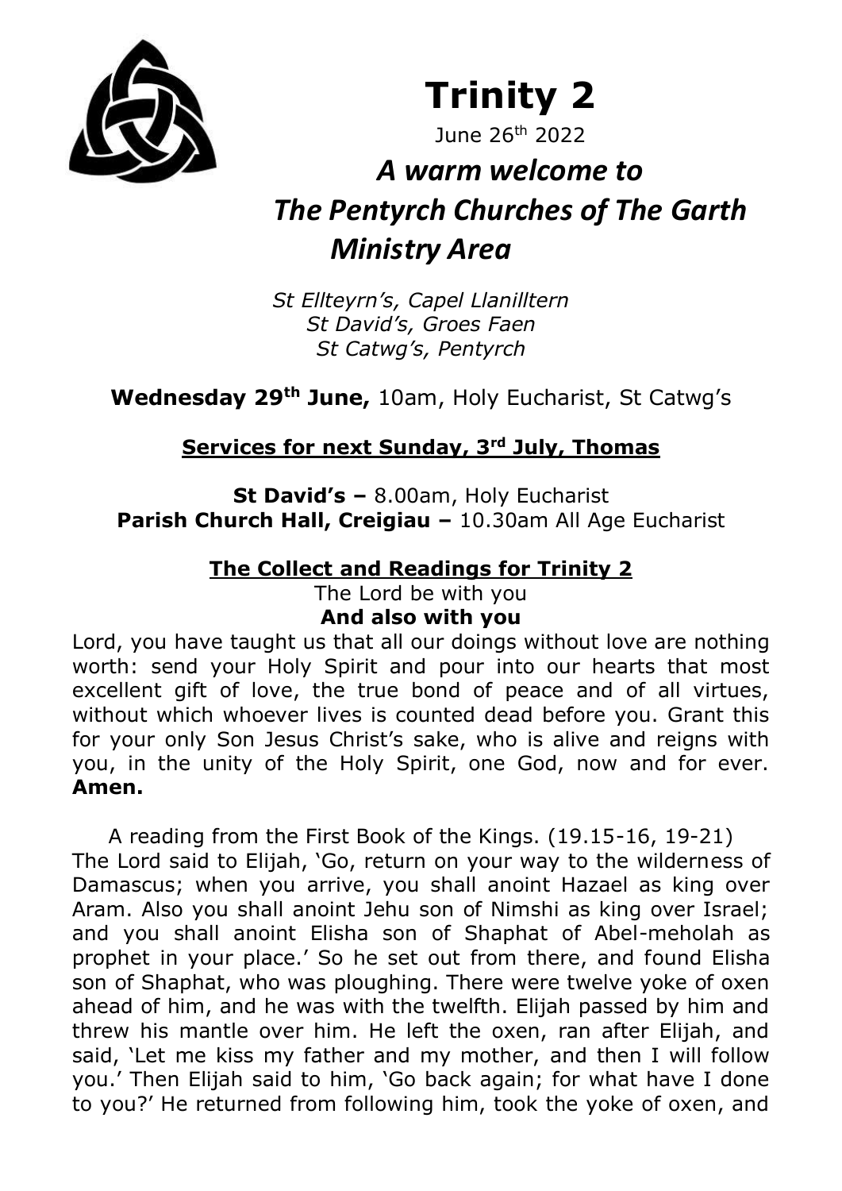# Trinity 2

June 26th 2022

## *A warm welcome to The Pentyrch Churches of The Garth Ministry Area*

*St Ellteyrn's, Capel Llanilltern*
*St David's, Groes Faen*
*St Catwg's, Pentyrch*

**Wednesday 29th June,** 10am, Holy Eucharist, St Catwg's

**Services for next Sunday, 3rd July, Thomas**

**St David's –** 8.00am, Holy Eucharist
**Parish Church Hall, Creigiau –** 10.30am All Age Eucharist

**The Collect and Readings for Trinity 2**

The Lord be with you
**And also with you**

Lord, you have taught us that all our doings without love are nothing worth: send your Holy Spirit and pour into our hearts that most excellent gift of love, the true bond of peace and of all virtues, without which whoever lives is counted dead before you. Grant this for your only Son Jesus Christ's sake, who is alive and reigns with you, in the unity of the Holy Spirit, one God, now and for ever. **Amen.**

A reading from the First Book of the Kings. (19.15-16, 19-21)
The Lord said to Elijah, 'Go, return on your way to the wilderness of Damascus; when you arrive, you shall anoint Hazael as king over Aram. Also you shall anoint Jehu son of Nimshi as king over Israel; and you shall anoint Elisha son of Shaphat of Abel-meholah as prophet in your place.' So he set out from there, and found Elisha son of Shaphat, who was ploughing. There were twelve yoke of oxen ahead of him, and he was with the twelfth. Elijah passed by him and threw his mantle over him. He left the oxen, ran after Elijah, and said, 'Let me kiss my father and my mother, and then I will follow you.' Then Elijah said to him, 'Go back again; for what have I done to you?' He returned from following him, took the yoke of oxen, and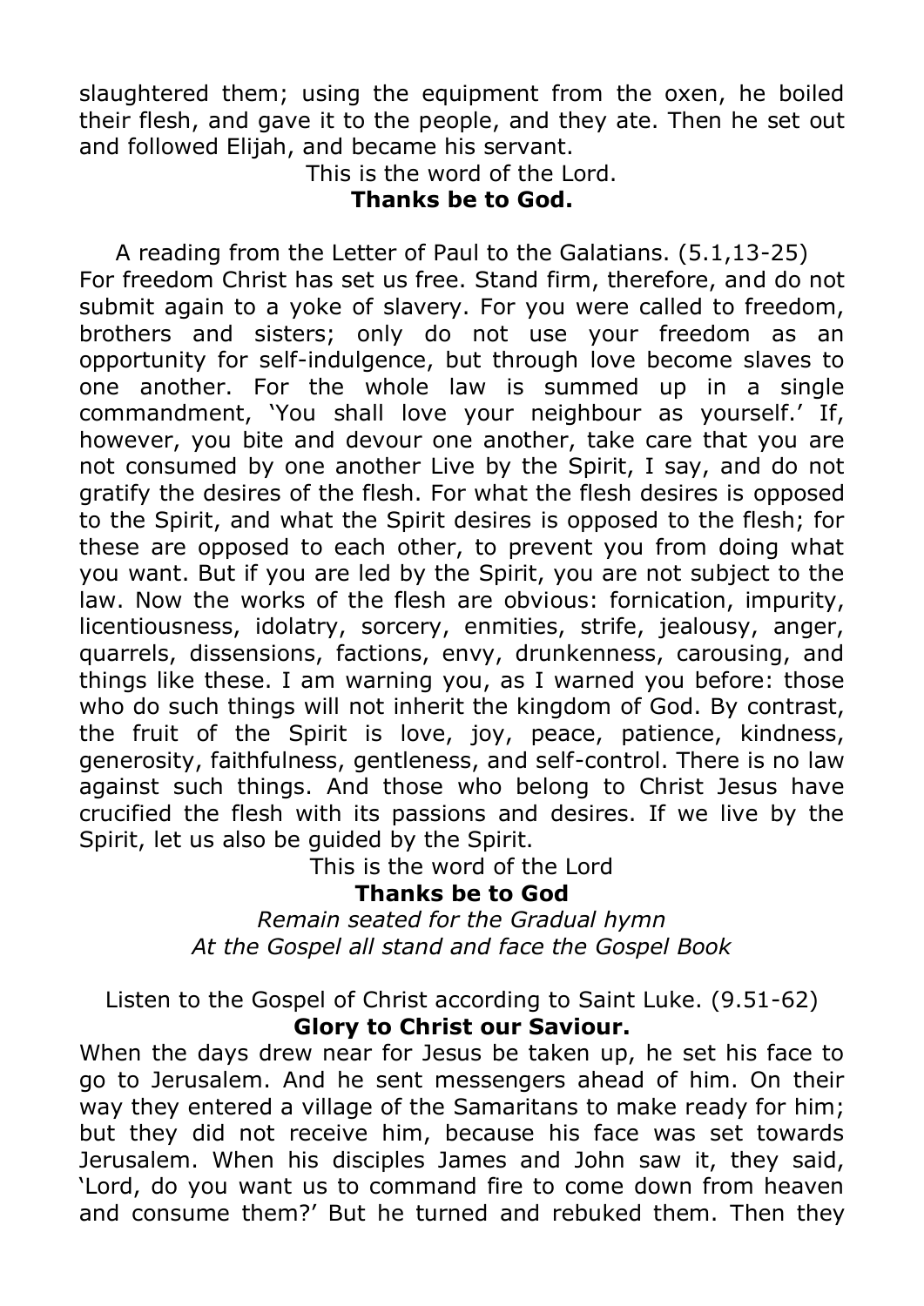slaughtered them; using the equipment from the oxen, he boiled their flesh, and gave it to the people, and they ate. Then he set out and followed Elijah, and became his servant.

This is the word of the Lord.

**Thanks be to God.**

A reading from the Letter of Paul to the Galatians. (5.1,13-25)

For freedom Christ has set us free. Stand firm, therefore, and do not submit again to a yoke of slavery. For you were called to freedom, brothers and sisters; only do not use your freedom as an opportunity for self-indulgence, but through love become slaves to one another. For the whole law is summed up in a single commandment, 'You shall love your neighbour as yourself.' If, however, you bite and devour one another, take care that you are not consumed by one another Live by the Spirit, I say, and do not gratify the desires of the flesh. For what the flesh desires is opposed to the Spirit, and what the Spirit desires is opposed to the flesh; for these are opposed to each other, to prevent you from doing what you want. But if you are led by the Spirit, you are not subject to the law. Now the works of the flesh are obvious: fornication, impurity, licentiousness, idolatry, sorcery, enmities, strife, jealousy, anger, quarrels, dissensions, factions, envy, drunkenness, carousing, and things like these. I am warning you, as I warned you before: those who do such things will not inherit the kingdom of God. By contrast, the fruit of the Spirit is love, joy, peace, patience, kindness, generosity, faithfulness, gentleness, and self-control. There is no law against such things. And those who belong to Christ Jesus have crucified the flesh with its passions and desires. If we live by the Spirit, let us also be guided by the Spirit.

This is the word of the Lord

**Thanks be to God**

*Remain seated for the Gradual hymn*
*At the Gospel all stand and face the Gospel Book*

Listen to the Gospel of Christ according to Saint Luke. (9.51-62)

**Glory to Christ our Saviour.**

When the days drew near for Jesus be taken up, he set his face to go to Jerusalem. And he sent messengers ahead of him. On their way they entered a village of the Samaritans to make ready for him; but they did not receive him, because his face was set towards Jerusalem. When his disciples James and John saw it, they said, 'Lord, do you want us to command fire to come down from heaven and consume them?' But he turned and rebuked them. Then they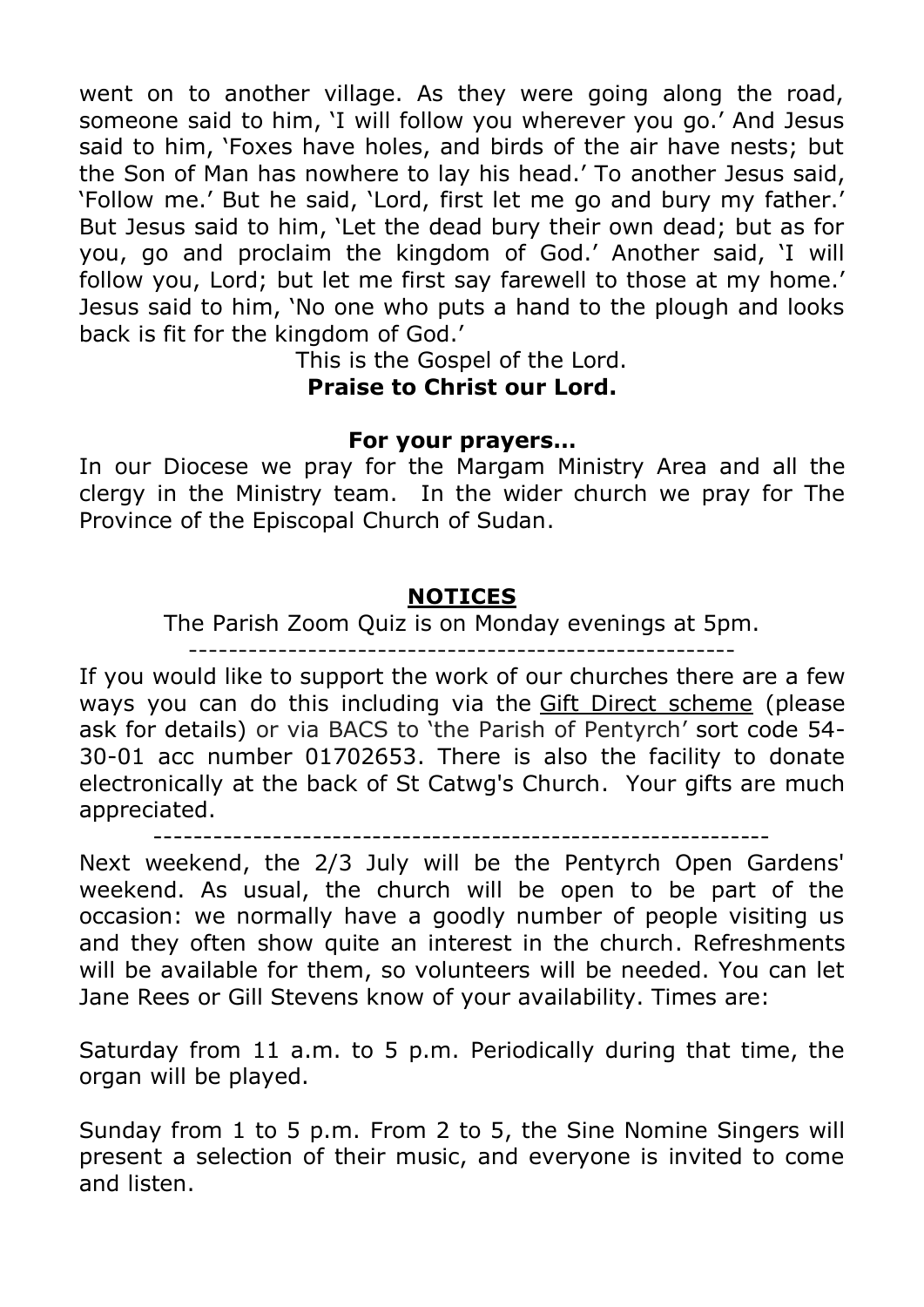went on to another village. As they were going along the road, someone said to him, 'I will follow you wherever you go.' And Jesus said to him, 'Foxes have holes, and birds of the air have nests; but the Son of Man has nowhere to lay his head.' To another Jesus said, 'Follow me.' But he said, 'Lord, first let me go and bury my father.' But Jesus said to him, 'Let the dead bury their own dead; but as for you, go and proclaim the kingdom of God.' Another said, 'I will follow you, Lord; but let me first say farewell to those at my home.' Jesus said to him, 'No one who puts a hand to the plough and looks back is fit for the kingdom of God.'

This is the Gospel of the Lord.
**Praise to Christ our Lord.**

**For your prayers...**

In our Diocese we pray for the Margam Ministry Area and all the clergy in the Ministry team. In the wider church we pray for The Province of the Episcopal Church of Sudan.

## NOTICES

The Parish Zoom Quiz is on Monday evenings at 5pm.

-----------------------------------------------------

If you would like to support the work of our churches there are a few ways you can do this including via the Gift Direct scheme (please ask for details) or via BACS to 'the Parish of Pentyrch' sort code 54-30-01 acc number 01702653. There is also the facility to donate electronically at the back of St Catwg's Church. Your gifts are much appreciated.

-------------------------------------------------------------

Next weekend, the 2/3 July will be the Pentyrch Open Gardens' weekend. As usual, the church will be open to be part of the occasion: we normally have a goodly number of people visiting us and they often show quite an interest in the church. Refreshments will be available for them, so volunteers will be needed. You can let Jane Rees or Gill Stevens know of your availability. Times are:

Saturday from 11 a.m. to 5 p.m. Periodically during that time, the organ will be played.

Sunday from 1 to 5 p.m. From 2 to 5, the Sine Nomine Singers will present a selection of their music, and everyone is invited to come and listen.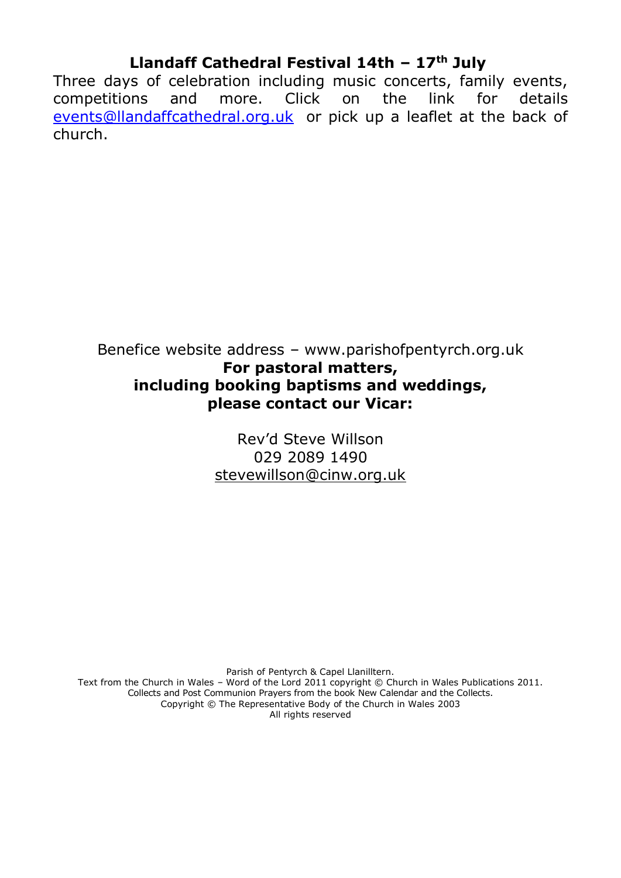**Llandaff Cathedral Festival 14th – 17th July**

Three days of celebration including music concerts, family events, competitions and more. Click on the link for details events@llandaffcathedral.org.uk or pick up a leaflet at the back of church.

Benefice website address – www.parishofpentyrch.org.uk

**For pastoral matters, including booking baptisms and weddings, please contact our Vicar:**

Rev'd Steve Willson
029 2089 1490
stevewillson@cinw.org.uk

Parish of Pentyrch & Capel Llanilltern.
Text from the Church in Wales – Word of the Lord 2011 copyright © Church in Wales Publications 2011.
Collects and Post Communion Prayers from the book New Calendar and the Collects.
Copyright © The Representative Body of the Church in Wales 2003
All rights reserved